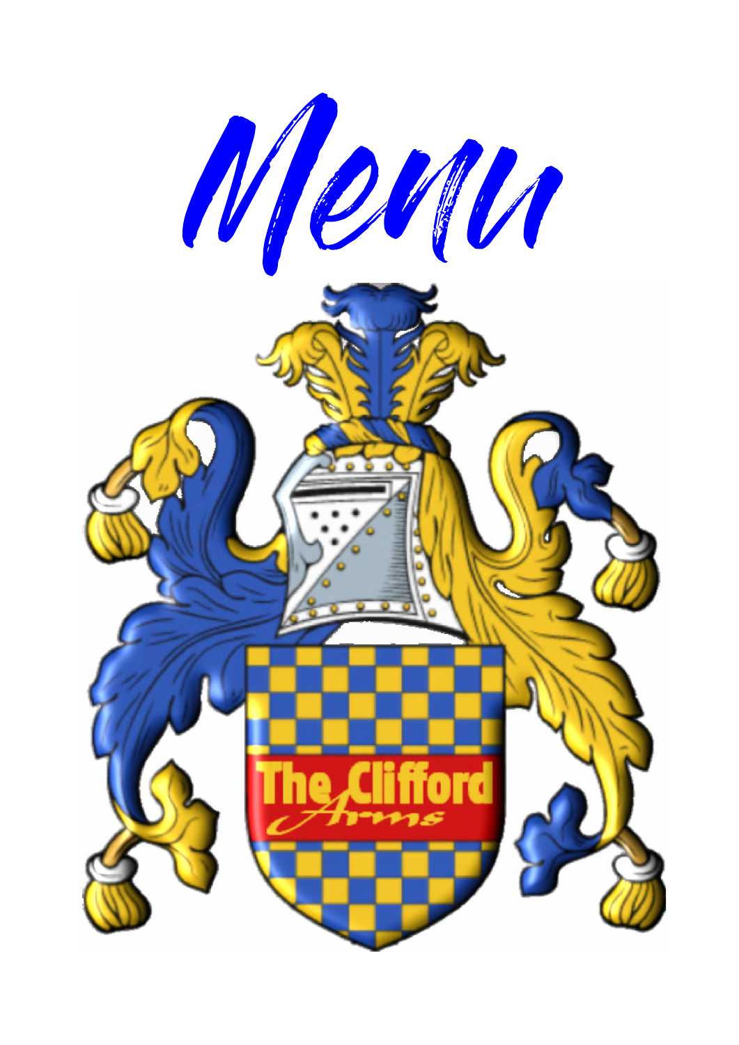# Menu

The Clifford Arms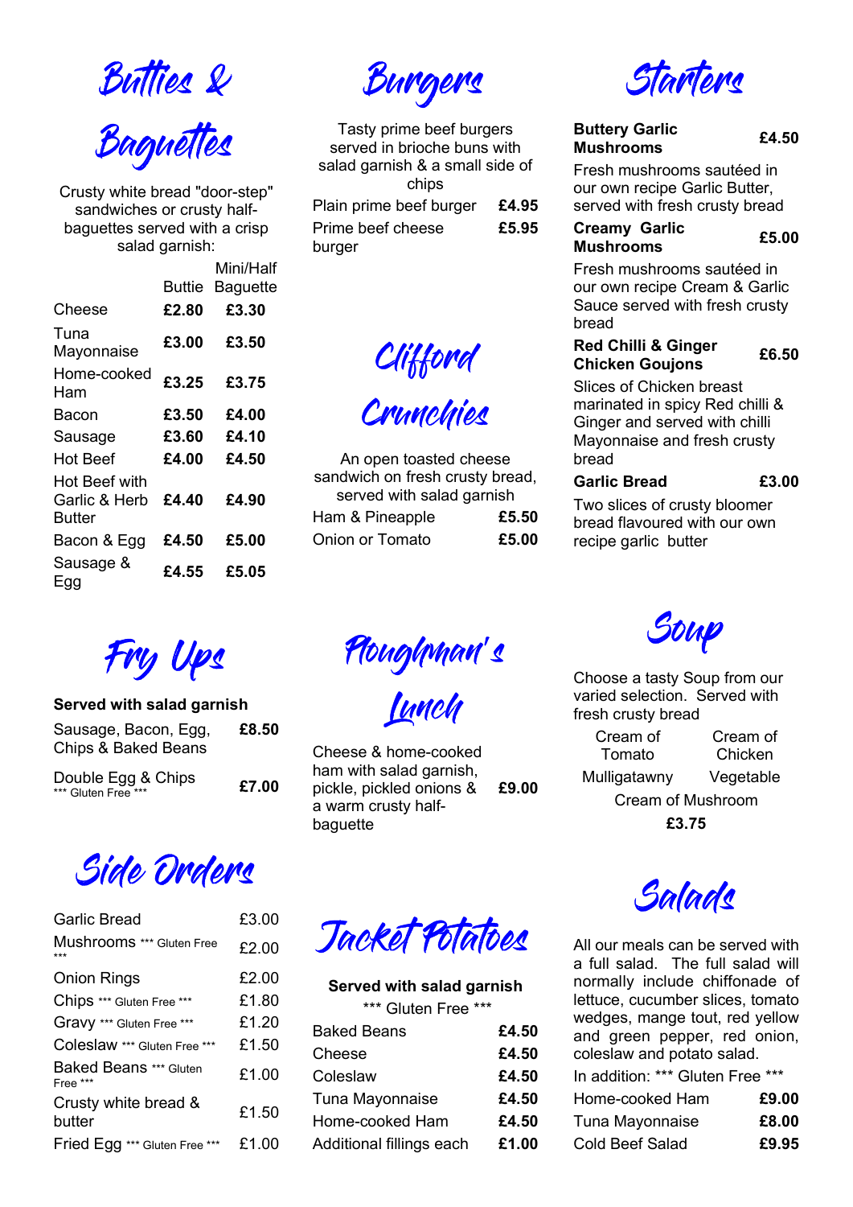# Butties & Baguettes

Crusty white bread "door-step" sandwiches or crusty half-baguettes served with a crisp salad garnish:

| | Buttie | Mini/Half Baguette |
|---|---|---|
| Cheese | **£2.80** | **£3.30** |
| Tuna Mayonnaise | **£3.00** | **£3.50** |
| Home-cooked Ham | **£3.25** | **£3.75** |
| Bacon | **£3.50** | **£4.00** |
| Sausage | **£3.60** | **£4.10** |
| Hot Beef | **£4.00** | **£4.50** |
| Hot Beef with Garlic & Herb Butter | **£4.40** | **£4.90** |
| Bacon & Egg | **£4.50** | **£5.00** |
| Sausage & Egg | **£4.55** | **£5.05** |

# Burgers

Tasty prime beef burgers served in brioche buns with salad garnish & a small side of chips

| | |
|---|---|
| Plain prime beef burger | **£4.95** |
| Prime beef cheese burger | **£5.95** |

# Clifford Crunchies

An open toasted cheese sandwich on fresh crusty bread, served with salad garnish

| | |
|---|---|
| Ham & Pineapple | **£5.50** |
| Onion or Tomato | **£5.00** |

# Starters

**Buttery Garlic Mushrooms** **£4.50**

Fresh mushrooms sautéed in our own recipe Garlic Butter, served with fresh crusty bread

**Creamy Garlic Mushrooms** **£5.00**

Fresh mushrooms sautéed in our own recipe Cream & Garlic Sauce served with fresh crusty bread

**Red Chilli & Ginger Chicken Goujons** **£6.50**

Slices of Chicken breast marinated in spicy Red chilli & Ginger and served with chilli Mayonnaise and fresh crusty bread

**Garlic Bread** **£3.00**

Two slices of crusty bloomer bread flavoured with our own recipe garlic butter

# Fry Ups

**Served with salad garnish**

| | |
|---|---|
| Sausage, Bacon, Egg, Chips & Baked Beans | **£8.50** |
| Double Egg & Chips *** Gluten Free *** | **£7.00** |

# Ploughman's Lunch

Cheese & home-cooked ham with salad garnish, pickle, pickled onions & a warm crusty half-baguette **£9.00**

# Soup

Choose a tasty Soup from our varied selection. Served with fresh crusty bread

Cream of Tomato, Cream of Chicken, Mulligatawny, Vegetable, Cream of Mushroom

**£3.75**

# Side Orders

| | |
|---|---|
| Garlic Bread | £3.00 |
| Mushrooms *** Gluten Free *** | £2.00 |
| Onion Rings | £2.00 |
| Chips *** Gluten Free *** | £1.80 |
| Gravy *** Gluten Free *** | £1.20 |
| Coleslaw *** Gluten Free *** | £1.50 |
| Baked Beans *** Gluten Free *** | £1.00 |
| Crusty white bread & butter | £1.50 |
| Fried Egg *** Gluten Free *** | £1.00 |

# Jacket Potatoes

**Served with salad garnish**

*** Gluten Free ***

| | |
|---|---|
| Baked Beans | **£4.50** |
| Cheese | **£4.50** |
| Coleslaw | **£4.50** |
| Tuna Mayonnaise | **£4.50** |
| Home-cooked Ham | **£4.50** |
| Additional fillings each | **£1.00** |

# Salads

All our meals can be served with a full salad. The full salad will normally include chiffonade of lettuce, cucumber slices, tomato wedges, mange tout, red yellow and green pepper, red onion, coleslaw and potato salad.

In addition: *** Gluten Free ***

| | |
|---|---|
| Home-cooked Ham | **£9.00** |
| Tuna Mayonnaise | **£8.00** |
| Cold Beef Salad | **£9.95** |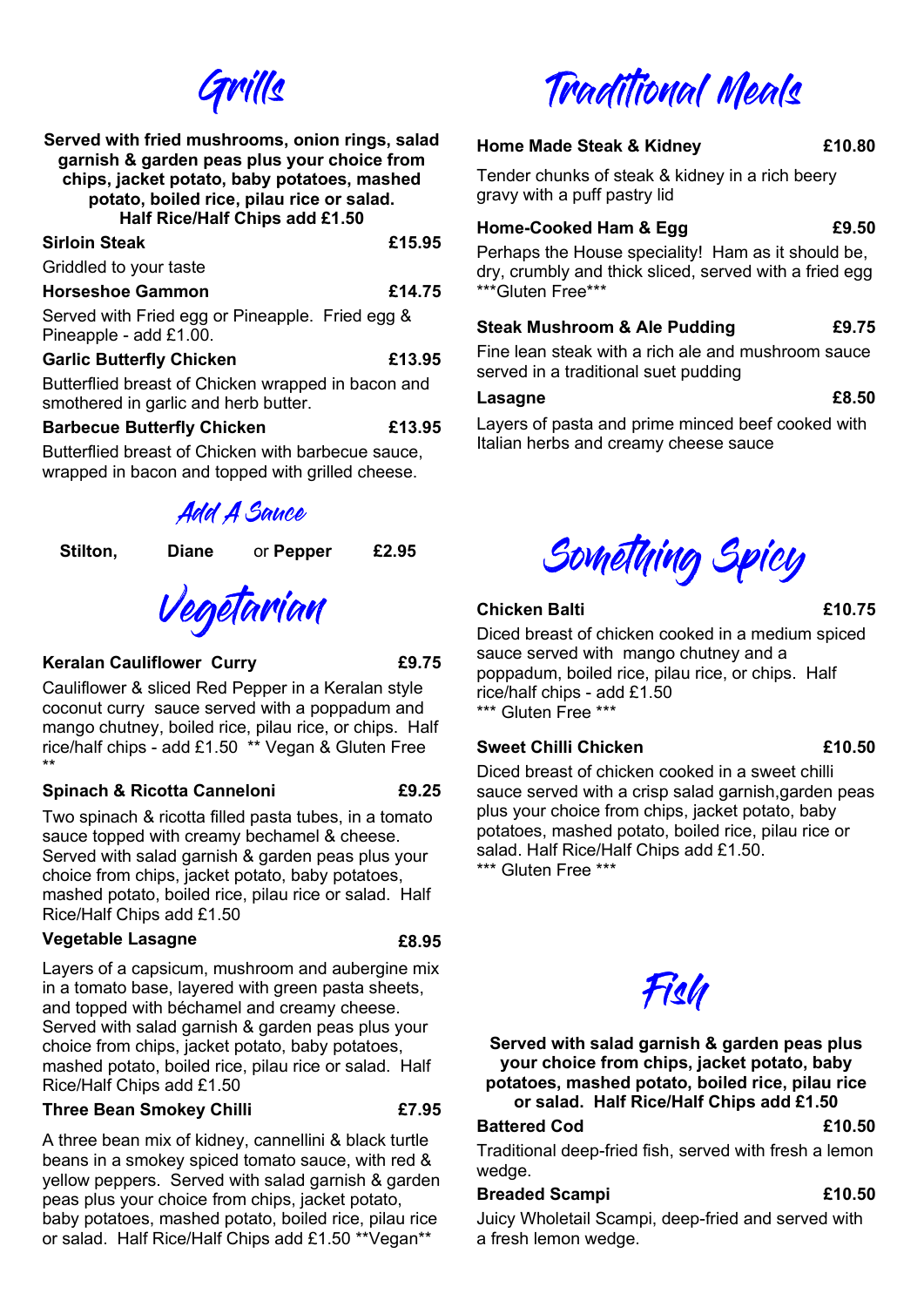## Grills

**Served with fried mushrooms, onion rings, salad garnish & garden peas plus your choice from chips, jacket potato, baby potatoes, mashed potato, boiled rice, pilau rice or salad. Half Rice/Half Chips add £1.50**

**Sirloin Steak** **£15.95**

Griddled to your taste

**Horseshoe Gammon** **£14.75**

Served with Fried egg or Pineapple. Fried egg & Pineapple - add £1.00.

**Garlic Butterfly Chicken** **£13.95**

Butterflied breast of Chicken wrapped in bacon and smothered in garlic and herb butter.

**Barbecue Butterfly Chicken** **£13.95**

Butterflied breast of Chicken with barbecue sauce, wrapped in bacon and topped with grilled cheese.

### Add A Sauce

**Stilton**, **Diane** or **Pepper** **£2.95**

## Vegetarian

**Keralan Cauliflower Curry** **£9.75**

Cauliflower & sliced Red Pepper in a Keralan style coconut curry sauce served with a poppadum and mango chutney, boiled rice, pilau rice, or chips. Half rice/half chips - add £1.50 ** Vegan & Gluten Free **

**Spinach & Ricotta Canneloni** **£9.25**

Two spinach & ricotta filled pasta tubes, in a tomato sauce topped with creamy bechamel & cheese. Served with salad garnish & garden peas plus your choice from chips, jacket potato, baby potatoes, mashed potato, boiled rice, pilau rice or salad. Half Rice/Half Chips add £1.50

**Vegetable Lasagne** **£8.95**

Layers of a capsicum, mushroom and aubergine mix in a tomato base, layered with green pasta sheets, and topped with béchamel and creamy cheese. Served with salad garnish & garden peas plus your choice from chips, jacket potato, baby potatoes, mashed potato, boiled rice, pilau rice or salad. Half Rice/Half Chips add £1.50

**Three Bean Smokey Chilli** **£7.95**

A three bean mix of kidney, cannellini & black turtle beans in a smokey spiced tomato sauce, with red & yellow peppers. Served with salad garnish & garden peas plus your choice from chips, jacket potato, baby potatoes, mashed potato, boiled rice, pilau rice or salad. Half Rice/Half Chips add £1.50 **Vegan**

## Traditional Meals

**Home Made Steak & Kidney** **£10.80**

Tender chunks of steak & kidney in a rich beery gravy with a puff pastry lid

**Home-Cooked Ham & Egg** **£9.50**

Perhaps the House speciality! Ham as it should be, dry, crumbly and thick sliced, served with a fried egg ***Gluten Free***

**Steak Mushroom & Ale Pudding** **£9.75**

Fine lean steak with a rich ale and mushroom sauce served in a traditional suet pudding

**Lasagne** **£8.50**

Layers of pasta and prime minced beef cooked with Italian herbs and creamy cheese sauce

## Something Spicy

**Chicken Balti** **£10.75**

Diced breast of chicken cooked in a medium spiced sauce served with mango chutney and a poppadum, boiled rice, pilau rice, or chips. Half rice/half chips - add £1.50
*** Gluten Free ***

**Sweet Chilli Chicken** **£10.50**

Diced breast of chicken cooked in a sweet chilli sauce served with a crisp salad garnish,garden peas plus your choice from chips, jacket potato, baby potatoes, mashed potato, boiled rice, pilau rice or salad. Half Rice/Half Chips add £1.50.
*** Gluten Free ***

## Fish

**Served with salad garnish & garden peas plus your choice from chips, jacket potato, baby potatoes, mashed potato, boiled rice, pilau rice or salad. Half Rice/Half Chips add £1.50**

**Battered Cod** **£10.50**

Traditional deep-fried fish, served with fresh a lemon wedge.

**Breaded Scampi** **£10.50**

Juicy Wholetail Scampi, deep-fried and served with a fresh lemon wedge.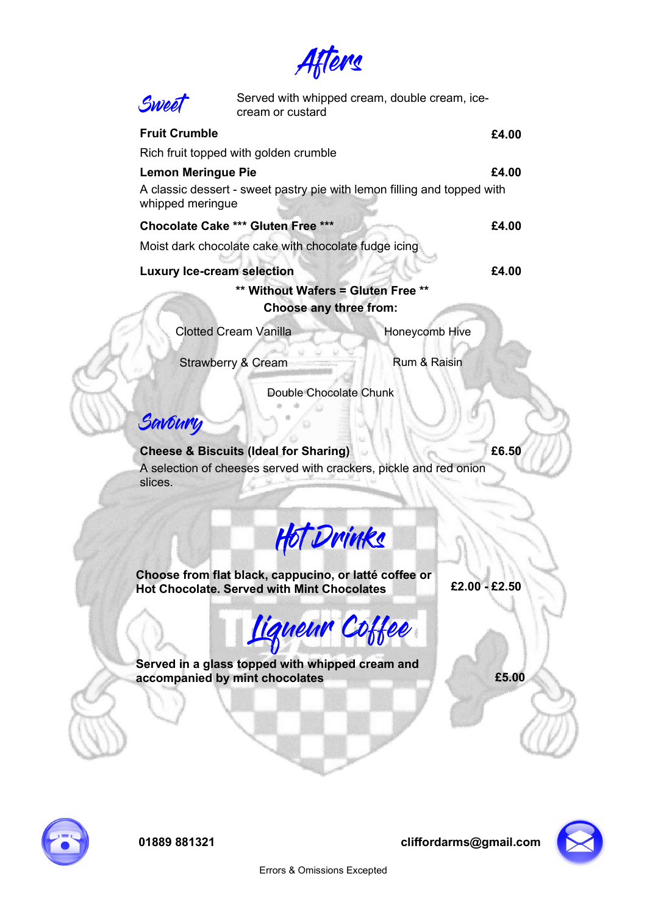# Afters

## Sweet

Served with whipped cream, double cream, ice-cream or custard

**Fruit Crumble** **£4.00**

Rich fruit topped with golden crumble

**Lemon Meringue Pie** **£4.00**

A classic dessert - sweet pastry pie with lemon filling and topped with whipped meringue

**Chocolate Cake *** Gluten Free ***** **£4.00**

Moist dark chocolate cake with chocolate fudge icing

**Luxury Ice-cream selection** **£4.00**

**** Without Wafers = Gluten Free ****

**Choose any three from:**

Clotted Cream Vanilla

Honeycomb Hive

Strawberry & Cream

Rum & Raisin

Double Chocolate Chunk

## Savoury

**Cheese & Biscuits (Ideal for Sharing)** **£6.50**

A selection of cheeses served with crackers, pickle and red onion slices.

## Hot Drinks

**Choose from flat black, cappucino, or latté coffee or Hot Chocolate. Served with Mint Chocolates** **£2.00 - £2.50**

## Liqueur Coffee

**Served in a glass topped with whipped cream and accompanied by mint chocolates** **£5.00**

**01889 881321**

**cliffordarms@gmail.com**

Errors & Omissions Excepted